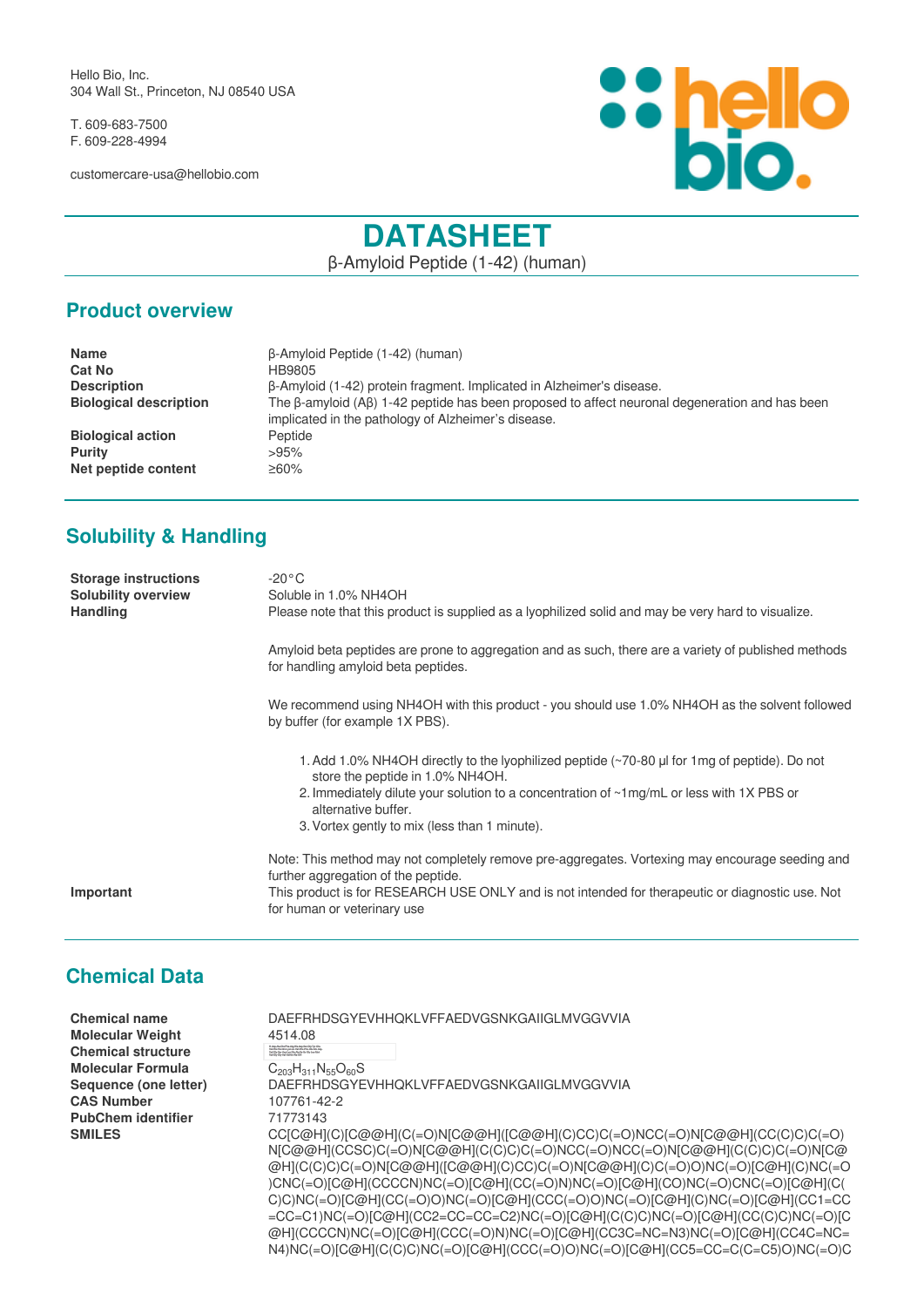Hello Bio, Inc.
304 Wall St., Princeton, NJ 08540 USA

T. 609-683-7500
F. 609-228-4994

customercare-usa@hellobio.com

# DATASHEET

β-Amyloid Peptide (1-42) (human)

## Product overview

| | |
|---|---|
| **Name** | β-Amyloid Peptide (1-42) (human) |
| **Cat No** | HB9805 |
| **Description** | β-Amyloid (1-42) protein fragment. Implicated in Alzheimer's disease. |
| **Biological description** | The β-amyloid (Aβ) 1-42 peptide has been proposed to affect neuronal degeneration and has been implicated in the pathology of Alzheimer's disease. |
| **Biological action** | Peptide |
| **Purity** | >95% |
| **Net peptide content** | ≥60% |

## Solubility & Handling

**Storage instructions** -20°C

**Solubility overview** Soluble in 1.0% NH4OH

**Handling** Please note that this product is supplied as a lyophilized solid and may be very hard to visualize.

Amyloid beta peptides are prone to aggregation and as such, there are a variety of published methods for handling amyloid beta peptides.

We recommend using NH4OH with this product - you should use 1.0% NH4OH as the solvent followed by buffer (for example 1X PBS).

1. Add 1.0% NH4OH directly to the lyophilized peptide (~70-80 µl for 1mg of peptide). Do not store the peptide in 1.0% NH4OH.
2. Immediately dilute your solution to a concentration of ~1mg/mL or less with 1X PBS or alternative buffer.
3. Vortex gently to mix (less than 1 minute).

Note: This method may not completely remove pre-aggregates. Vortexing may encourage seeding and further aggregation of the peptide.

**Important** This product is for RESEARCH USE ONLY and is not intended for therapeutic or diagnostic use. Not for human or veterinary use

## Chemical Data

| | |
|---|---|
| **Chemical name** | DAEFRHDSGYEVHHQKLVFFAEDVGSNKGAIIGLMVGGVVIA |
| **Molecular Weight** | 4514.08 |
| **Chemical structure** | |
| **Molecular Formula** | $C_{203}H_{311}N_{55}O_{60}S$ |
| **Sequence (one letter)** | DAEFRHDSGYEVHHQKLVFFAEDVGSNKGAIIGLMVGGVVIA |
| **CAS Number** | 107761-42-2 |
| **PubChem identifier** | 71773143 |
| **SMILES** | CC[C@@H](C)[C@@H](C(=O)N[C@@H]([C@@H](C)CC)C(=O)NCC(=O)N[C@@H](CC(C)C)C(=O)N[C@@H](CCSC)C(=O)N[C@@H](C(C)C)C(=O)NCC(=O)NCC(=O)N[C@@H](C(C)C)C(=O)N[C@@H](C(C)C)C(=O)N[C@@H]([C@@H](C)CC)C(=O)N[C@@H](C)C(=O)O)NC(=O)[C@H](C)NC(=O)CNC(=O)[C@H](CCCCN)NC(=O)[C@H](CC(=O)N)NC(=O)[C@H](CO)NC(=O)CNC(=O)[C@H](C(C)C)NC(=O)[C@H](CC(=O)O)NC(=O)[C@H](CCC(=O)O)NC(=O)[C@H](C)NC(=O)[C@H](CC1=CC=CC=C1)NC(=O)[C@H](CC2=CC=CC=C2)NC(=O)[C@H](C(C)C)NC(=O)[C@H](CC(C)C)NC(=O)[C@H](CCCCN)NC(=O)[C@H](CCC(=O)N)NC(=O)[C@H](CC3C=NC=N3)NC(=O)[C@H](CC4C=NC=N4)NC(=O)[C@H](C(C)C)NC(=O)[C@H](CCC(=O)O)NC(=O)[C@H](CC5=CC=C(C=C5)O)NC(=O)C |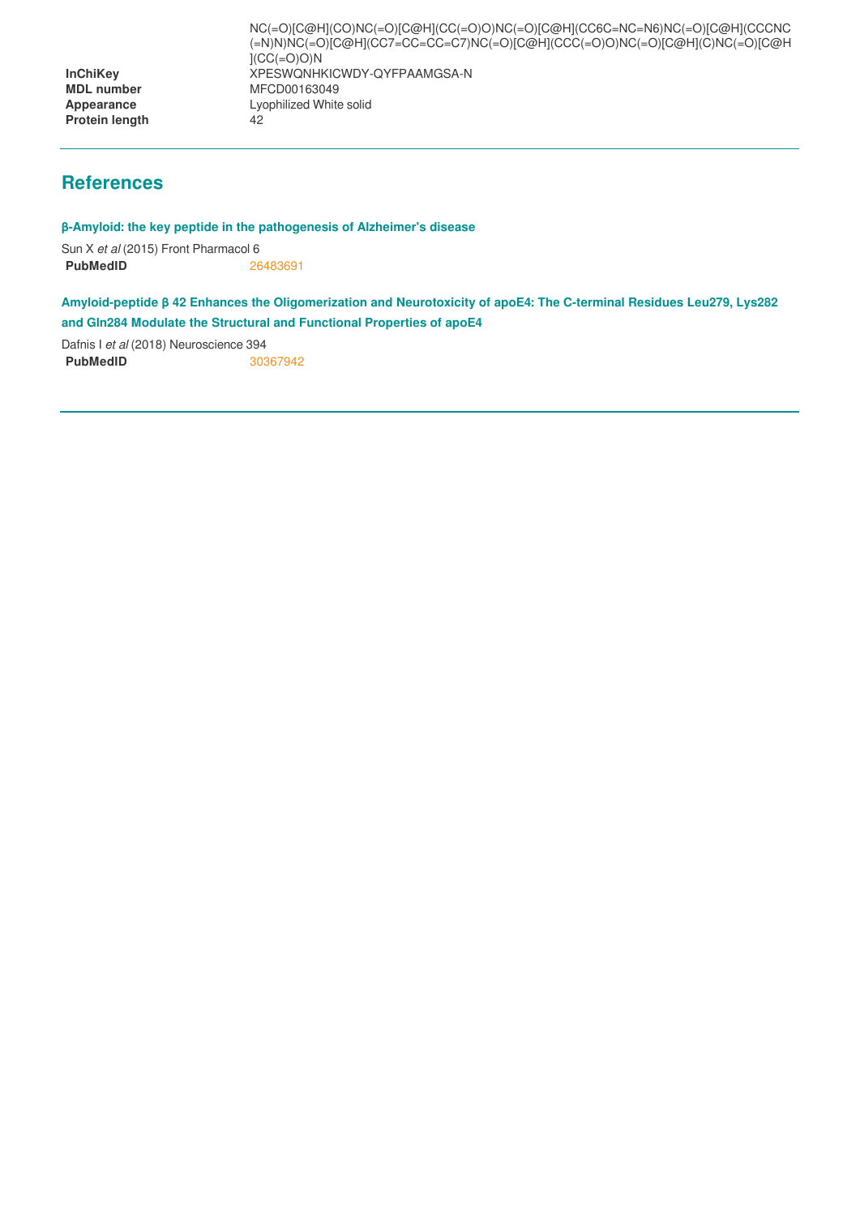NC(=O)[C@H](CO)NC(=O)[C@H](CC(=O)O)NC(=O)[C@H](CC6C=NC=N6)NC(=O)[C@H](CCCNC(=N)N)NC(=O)[C@H](CC7=CC=CC=C7)NC(=O)[C@H](CCC(=O)O)NC(=O)[C@H](C)NC(=O)[C@H](CC(=O)O)N

| | |
|---|---|
| **InChiKey** | XPESWQNHKICWDY-QYFPAAMGSA-N |
| **MDL number** | MFCD00163049 |
| **Appearance** | Lyophilized White solid |
| **Protein length** | 42 |

## References

**β-Amyloid: the key peptide in the pathogenesis of Alzheimer's disease**

Sun X *et al* (2015) Front Pharmacol 6

**PubMedID** 26483691

**Amyloid-peptide β 42 Enhances the Oligomerization and Neurotoxicity of apoE4: The C-terminal Residues Leu279, Lys282 and Gln284 Modulate the Structural and Functional Properties of apoE4**

Dafnis I *et al* (2018) Neuroscience 394

**PubMedID** 30367942